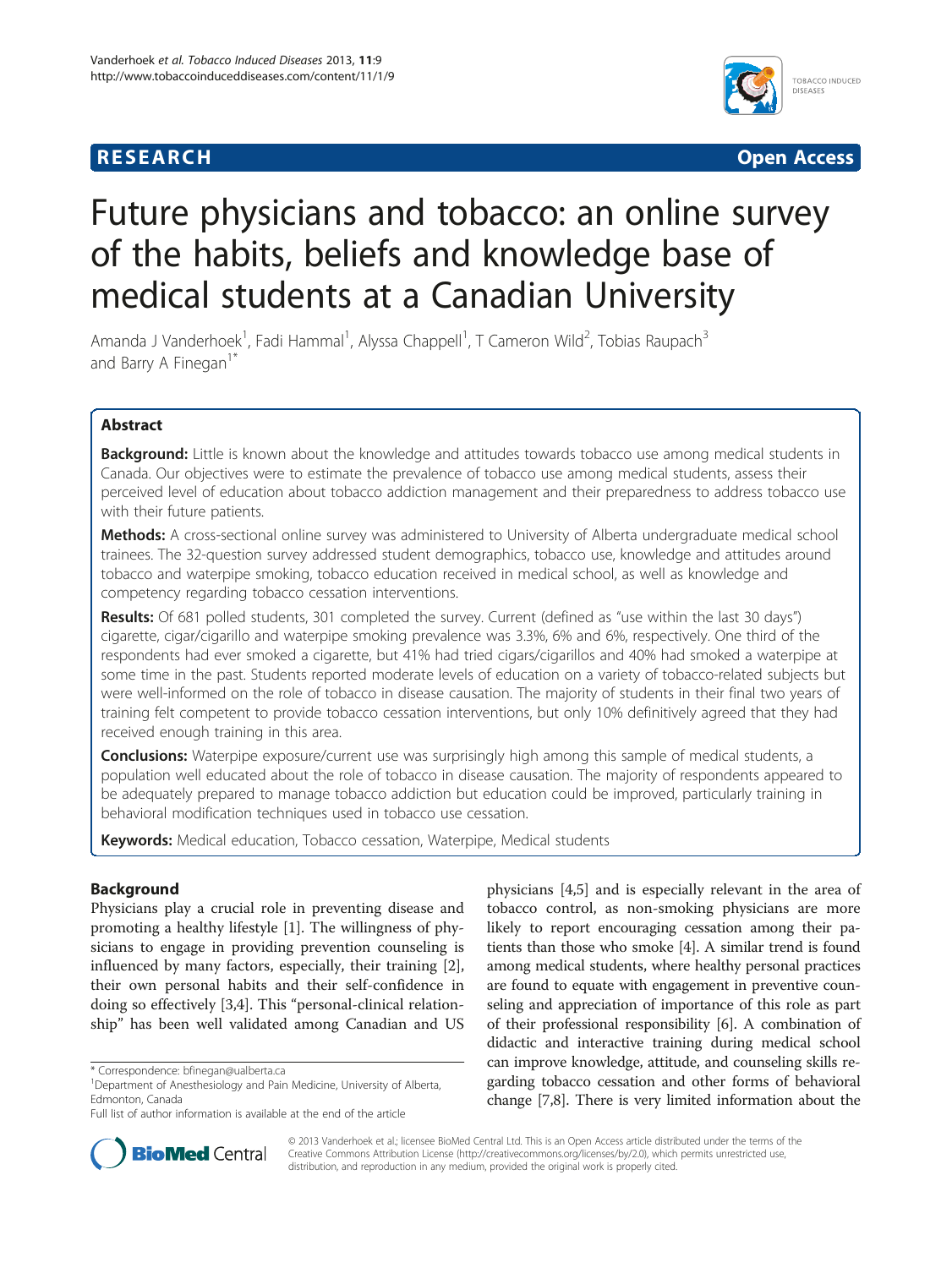**RESEARCH** **Open Access**

# Future physicians and tobacco: an online survey of the habits, beliefs and knowledge base of medical students at a Canadian University

Amanda J Vanderhoek[1], Fadi Hammal[1], Alyssa Chappell[1], T Cameron Wild[2], Tobias Raupach[3] and Barry A Finegan[1*]

## Abstract

**Background:** Little is known about the knowledge and attitudes towards tobacco use among medical students in Canada. Our objectives were to estimate the prevalence of tobacco use among medical students, assess their perceived level of education about tobacco addiction management and their preparedness to address tobacco use with their future patients.

**Methods:** A cross-sectional online survey was administered to University of Alberta undergraduate medical school trainees. The 32-question survey addressed student demographics, tobacco use, knowledge and attitudes around tobacco and waterpipe smoking, tobacco education received in medical school, as well as knowledge and competency regarding tobacco cessation interventions.

**Results:** Of 681 polled students, 301 completed the survey. Current (defined as "use within the last 30 days") cigarette, cigar/cigarillo and waterpipe smoking prevalence was 3.3%, 6% and 6%, respectively. One third of the respondents had ever smoked a cigarette, but 41% had tried cigars/cigarillos and 40% had smoked a waterpipe at some time in the past. Students reported moderate levels of education on a variety of tobacco-related subjects but were well-informed on the role of tobacco in disease causation. The majority of students in their final two years of training felt competent to provide tobacco cessation interventions, but only 10% definitively agreed that they had received enough training in this area.

**Conclusions:** Waterpipe exposure/current use was surprisingly high among this sample of medical students, a population well educated about the role of tobacco in disease causation. The majority of respondents appeared to be adequately prepared to manage tobacco addiction but education could be improved, particularly training in behavioral modification techniques used in tobacco use cessation.

**Keywords:** Medical education, Tobacco cessation, Waterpipe, Medical students

## Background

Physicians play a crucial role in preventing disease and promoting a healthy lifestyle [1]. The willingness of physicians to engage in providing prevention counseling is influenced by many factors, especially, their training [2], their own personal habits and their self-confidence in doing so effectively [3,4]. This "personal-clinical relationship" has been well validated among Canadian and US physicians [4,5] and is especially relevant in the area of tobacco control, as non-smoking physicians are more likely to report encouraging cessation among their patients than those who smoke [4]. A similar trend is found among medical students, where healthy personal practices are found to equate with engagement in preventive counseling and appreciation of importance of this role as part of their professional responsibility [6]. A combination of didactic and interactive training during medical school can improve knowledge, attitude, and counseling skills regarding tobacco cessation and other forms of behavioral change [7,8]. There is very limited information about the

\* Correspondence: bfinegan@ualberta.ca
[1]Department of Anesthesiology and Pain Medicine, University of Alberta, Edmonton, Canada
Full list of author information is available at the end of the article

© 2013 Vanderhoek et al.; licensee BioMed Central Ltd. This is an Open Access article distributed under the terms of the Creative Commons Attribution License (http://creativecommons.org/licenses/by/2.0), which permits unrestricted use, distribution, and reproduction in any medium, provided the original work is properly cited.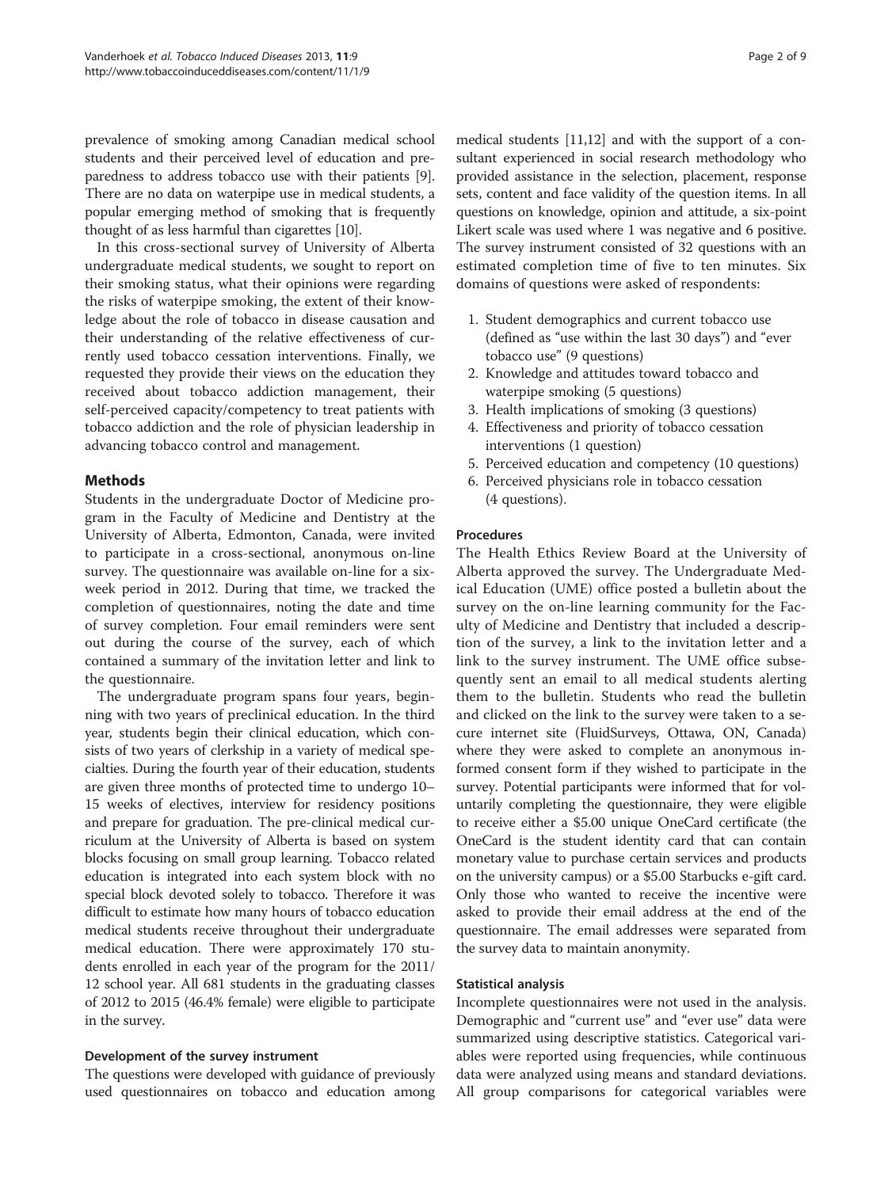prevalence of smoking among Canadian medical school students and their perceived level of education and preparedness to address tobacco use with their patients [9]. There are no data on waterpipe use in medical students, a popular emerging method of smoking that is frequently thought of as less harmful than cigarettes [10].

In this cross-sectional survey of University of Alberta undergraduate medical students, we sought to report on their smoking status, what their opinions were regarding the risks of waterpipe smoking, the extent of their knowledge about the role of tobacco in disease causation and their understanding of the relative effectiveness of currently used tobacco cessation interventions. Finally, we requested they provide their views on the education they received about tobacco addiction management, their self-perceived capacity/competency to treat patients with tobacco addiction and the role of physician leadership in advancing tobacco control and management.

## Methods

Students in the undergraduate Doctor of Medicine program in the Faculty of Medicine and Dentistry at the University of Alberta, Edmonton, Canada, were invited to participate in a cross-sectional, anonymous on-line survey. The questionnaire was available on-line for a six-week period in 2012. During that time, we tracked the completion of questionnaires, noting the date and time of survey completion. Four email reminders were sent out during the course of the survey, each of which contained a summary of the invitation letter and link to the questionnaire.

The undergraduate program spans four years, beginning with two years of preclinical education. In the third year, students begin their clinical education, which consists of two years of clerkship in a variety of medical specialties. During the fourth year of their education, students are given three months of protected time to undergo 10–15 weeks of electives, interview for residency positions and prepare for graduation. The pre-clinical medical curriculum at the University of Alberta is based on system blocks focusing on small group learning. Tobacco related education is integrated into each system block with no special block devoted solely to tobacco. Therefore it was difficult to estimate how many hours of tobacco education medical students receive throughout their undergraduate medical education. There were approximately 170 students enrolled in each year of the program for the 2011/12 school year. All 681 students in the graduating classes of 2012 to 2015 (46.4% female) were eligible to participate in the survey.

### Development of the survey instrument

The questions were developed with guidance of previously used questionnaires on tobacco and education among medical students [11,12] and with the support of a consultant experienced in social research methodology who provided assistance in the selection, placement, response sets, content and face validity of the question items. In all questions on knowledge, opinion and attitude, a six-point Likert scale was used where 1 was negative and 6 positive. The survey instrument consisted of 32 questions with an estimated completion time of five to ten minutes. Six domains of questions were asked of respondents:

1. Student demographics and current tobacco use (defined as "use within the last 30 days") and "ever tobacco use" (9 questions)
2. Knowledge and attitudes toward tobacco and waterpipe smoking (5 questions)
3. Health implications of smoking (3 questions)
4. Effectiveness and priority of tobacco cessation interventions (1 question)
5. Perceived education and competency (10 questions)
6. Perceived physicians role in tobacco cessation (4 questions).

### Procedures

The Health Ethics Review Board at the University of Alberta approved the survey. The Undergraduate Medical Education (UME) office posted a bulletin about the survey on the on-line learning community for the Faculty of Medicine and Dentistry that included a description of the survey, a link to the invitation letter and a link to the survey instrument. The UME office subsequently sent an email to all medical students alerting them to the bulletin. Students who read the bulletin and clicked on the link to the survey were taken to a secure internet site (FluidSurveys, Ottawa, ON, Canada) where they were asked to complete an anonymous informed consent form if they wished to participate in the survey. Potential participants were informed that for voluntarily completing the questionnaire, they were eligible to receive either a $5.00 unique OneCard certificate (the OneCard is the student identity card that can contain monetary value to purchase certain services and products on the university campus) or a $5.00 Starbucks e-gift card. Only those who wanted to receive the incentive were asked to provide their email address at the end of the questionnaire. The email addresses were separated from the survey data to maintain anonymity.

### Statistical analysis

Incomplete questionnaires were not used in the analysis. Demographic and "current use" and "ever use" data were summarized using descriptive statistics. Categorical variables were reported using frequencies, while continuous data were analyzed using means and standard deviations. All group comparisons for categorical variables were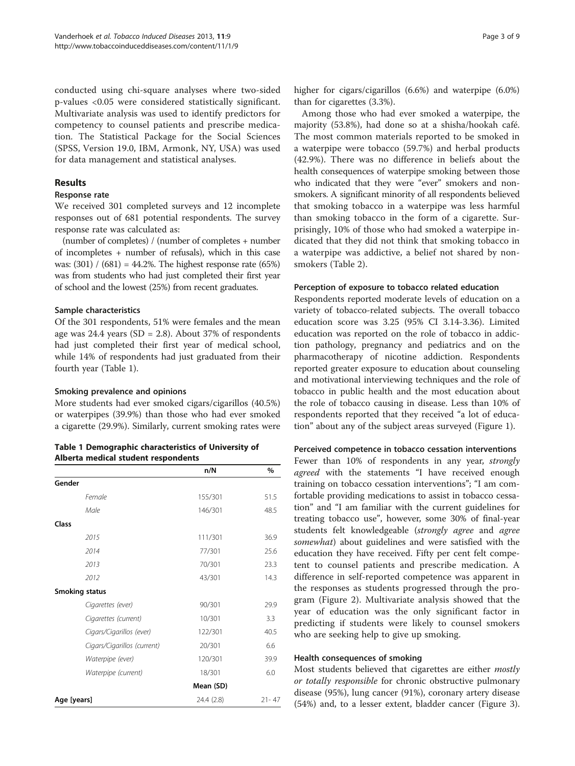conducted using chi-square analyses where two-sided p-values <0.05 were considered statistically significant. Multivariate analysis was used to identify predictors for competency to counsel patients and prescribe medication. The Statistical Package for the Social Sciences (SPSS, Version 19.0, IBM, Armonk, NY, USA) was used for data management and statistical analyses.

## Results

### Response rate

We received 301 completed surveys and 12 incomplete responses out of 681 potential respondents. The survey response rate was calculated as:

(number of completes) / (number of completes + number of incompletes + number of refusals), which in this case was: (301) / (681) = 44.2%. The highest response rate (65%) was from students who had just completed their first year of school and the lowest (25%) from recent graduates.

### Sample characteristics

Of the 301 respondents, 51% were females and the mean age was 24.4 years (SD = 2.8). About 37% of respondents had just completed their first year of medical school, while 14% of respondents had just graduated from their fourth year (Table 1).

### Smoking prevalence and opinions

More students had ever smoked cigars/cigarillos (40.5%) or waterpipes (39.9%) than those who had ever smoked a cigarette (29.9%). Similarly, current smoking rates were higher for cigars/cigarillos (6.6%) and waterpipe (6.0%) than for cigarettes (3.3%).

**Table 1 Demographic characteristics of University of Alberta medical student respondents**

| | n/N | % |
|---|---|---|
| **Gender** | | |
| *Female* | 155/301 | 51.5 |
| *Male* | 146/301 | 48.5 |
| **Class** | | |
| *2015* | 111/301 | 36.9 |
| *2014* | 77/301 | 25.6 |
| *2013* | 70/301 | 23.3 |
| *2012* | 43/301 | 14.3 |
| **Smoking status** | | |
| *Cigarettes (ever)* | 90/301 | 29.9 |
| *Cigarettes (current)* | 10/301 | 3.3 |
| *Cigars/Cigarillos (ever)* | 122/301 | 40.5 |
| *Cigars/Cigarillos (current)* | 20/301 | 6.6 |
| *Waterpipe (ever)* | 120/301 | 39.9 |
| *Waterpipe (current)* | 18/301 | 6.0 |
| | **Mean (SD)** | |
| **Age [years]** | 24.4 (2.8) | 21- 47 |

Among those who had ever smoked a waterpipe, the majority (53.8%), had done so at a shisha/hookah café. The most common materials reported to be smoked in a waterpipe were tobacco (59.7%) and herbal products (42.9%). There was no difference in beliefs about the health consequences of waterpipe smoking between those who indicated that they were "ever" smokers and non-smokers. A significant minority of all respondents believed that smoking tobacco in a waterpipe was less harmful than smoking tobacco in the form of a cigarette. Surprisingly, 10% of those who had smoked a waterpipe indicated that they did not think that smoking tobacco in a waterpipe was addictive, a belief not shared by non-smokers (Table 2).

### Perception of exposure to tobacco related education

Respondents reported moderate levels of education on a variety of tobacco-related subjects. The overall tobacco education score was 3.25 (95% CI 3.14-3.36). Limited education was reported on the role of tobacco in addiction pathology, pregnancy and pediatrics and on the pharmacotherapy of nicotine addiction. Respondents reported greater exposure to education about counseling and motivational interviewing techniques and the role of tobacco in public health and the most education about the role of tobacco causing in disease. Less than 10% of respondents reported that they received "a lot of education" about any of the subject areas surveyed (Figure 1).

### Perceived competence in tobacco cessation interventions

Fewer than 10% of respondents in any year, *strongly agreed* with the statements "I have received enough training on tobacco cessation interventions"; "I am comfortable providing medications to assist in tobacco cessation" and "I am familiar with the current guidelines for treating tobacco use", however, some 30% of final-year students felt knowledgeable (*strongly agree* and *agree somewhat*) about guidelines and were satisfied with the education they have received. Fifty per cent felt competent to counsel patients and prescribe medication. A difference in self-reported competence was apparent in the responses as students progressed through the program (Figure 2). Multivariate analysis showed that the year of education was the only significant factor in predicting if students were likely to counsel smokers who are seeking help to give up smoking.

### Health consequences of smoking

Most students believed that cigarettes are either *mostly or totally responsible* for chronic obstructive pulmonary disease (95%), lung cancer (91%), coronary artery disease (54%) and, to a lesser extent, bladder cancer (Figure 3).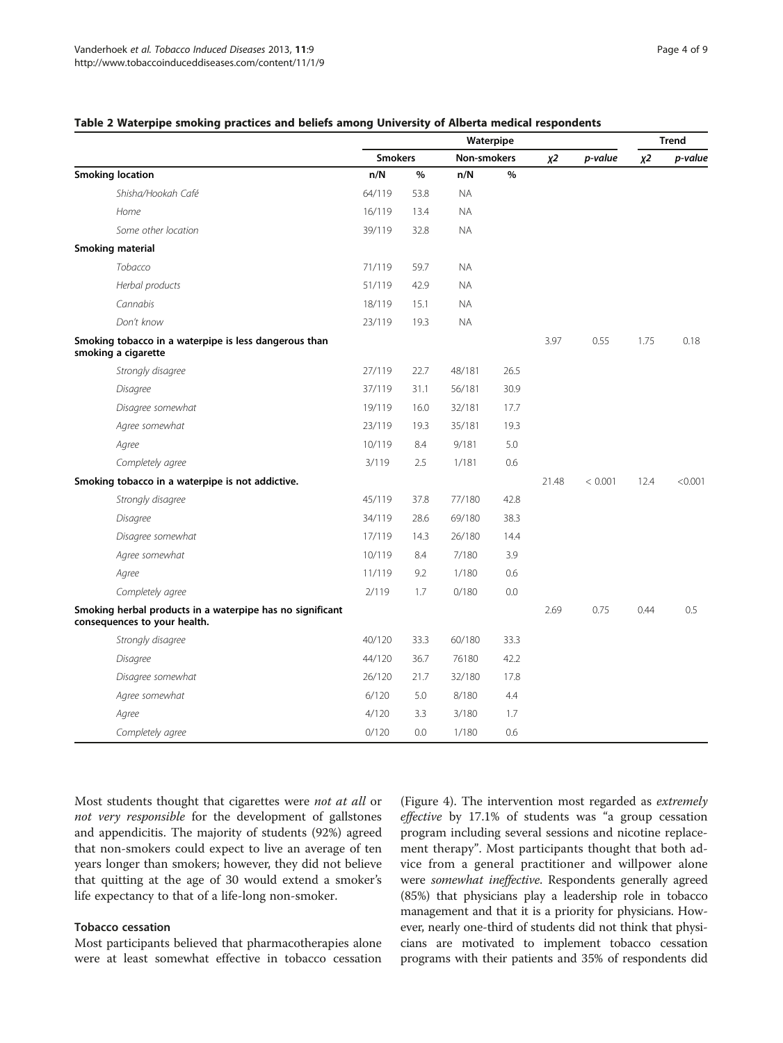**Table 2 Waterpipe smoking practices and beliefs among University of Alberta medical respondents**

| | Waterpipe | | | | | | Trend | |
|---|---|---|---|---|---|---|---|---|
| | Smokers | | Non-smokers | | $\chi 2$ | *p-value* | $\chi 2$ | *p-value* |
| **Smoking location** | n/N | % | n/N | % | | | | |
| *Shisha/Hookah Café* | 64/119 | 53.8 | NA | | | | | |
| *Home* | 16/119 | 13.4 | NA | | | | | |
| *Some other location* | 39/119 | 32.8 | NA | | | | | |
| **Smoking material** | | | | | | | | |
| *Tobacco* | 71/119 | 59.7 | NA | | | | | |
| *Herbal products* | 51/119 | 42.9 | NA | | | | | |
| *Cannabis* | 18/119 | 15.1 | NA | | | | | |
| *Don't know* | 23/119 | 19.3 | NA | | | | | |
| **Smoking tobacco in a waterpipe is less dangerous than smoking a cigarette** | | | | | 3.97 | 0.55 | 1.75 | 0.18 |
| *Strongly disagree* | 27/119 | 22.7 | 48/181 | 26.5 | | | | |
| *Disagree* | 37/119 | 31.1 | 56/181 | 30.9 | | | | |
| *Disagree somewhat* | 19/119 | 16.0 | 32/181 | 17.7 | | | | |
| *Agree somewhat* | 23/119 | 19.3 | 35/181 | 19.3 | | | | |
| *Agree* | 10/119 | 8.4 | 9/181 | 5.0 | | | | |
| *Completely agree* | 3/119 | 2.5 | 1/181 | 0.6 | | | | |
| **Smoking tobacco in a waterpipe is not addictive.** | | | | | 21.48 | < 0.001 | 12.4 | <0.001 |
| *Strongly disagree* | 45/119 | 37.8 | 77/180 | 42.8 | | | | |
| *Disagree* | 34/119 | 28.6 | 69/180 | 38.3 | | | | |
| *Disagree somewhat* | 17/119 | 14.3 | 26/180 | 14.4 | | | | |
| *Agree somewhat* | 10/119 | 8.4 | 7/180 | 3.9 | | | | |
| *Agree* | 11/119 | 9.2 | 1/180 | 0.6 | | | | |
| *Completely agree* | 2/119 | 1.7 | 0/180 | 0.0 | | | | |
| **Smoking herbal products in a waterpipe has no significant consequences to your health.** | | | | | 2.69 | 0.75 | 0.44 | 0.5 |
| *Strongly disagree* | 40/120 | 33.3 | 60/180 | 33.3 | | | | |
| *Disagree* | 44/120 | 36.7 | 76180 | 42.2 | | | | |
| *Disagree somewhat* | 26/120 | 21.7 | 32/180 | 17.8 | | | | |
| *Agree somewhat* | 6/120 | 5.0 | 8/180 | 4.4 | | | | |
| *Agree* | 4/120 | 3.3 | 3/180 | 1.7 | | | | |
| *Completely agree* | 0/120 | 0.0 | 1/180 | 0.6 | | | | |

Most students thought that cigarettes were *not at all* or *not very responsible* for the development of gallstones and appendicitis. The majority of students (92%) agreed that non-smokers could expect to live an average of ten years longer than smokers; however, they did not believe that quitting at the age of 30 would extend a smoker's life expectancy to that of a life-long non-smoker.

### Tobacco cessation

Most participants believed that pharmacotherapies alone were at least somewhat effective in tobacco cessation (Figure 4). The intervention most regarded as *extremely effective* by 17.1% of students was "a group cessation program including several sessions and nicotine replacement therapy". Most participants thought that both advice from a general practitioner and willpower alone were *somewhat ineffective*. Respondents generally agreed (85%) that physicians play a leadership role in tobacco management and that it is a priority for physicians. However, nearly one-third of students did not think that physicians are motivated to implement tobacco cessation programs with their patients and 35% of respondents did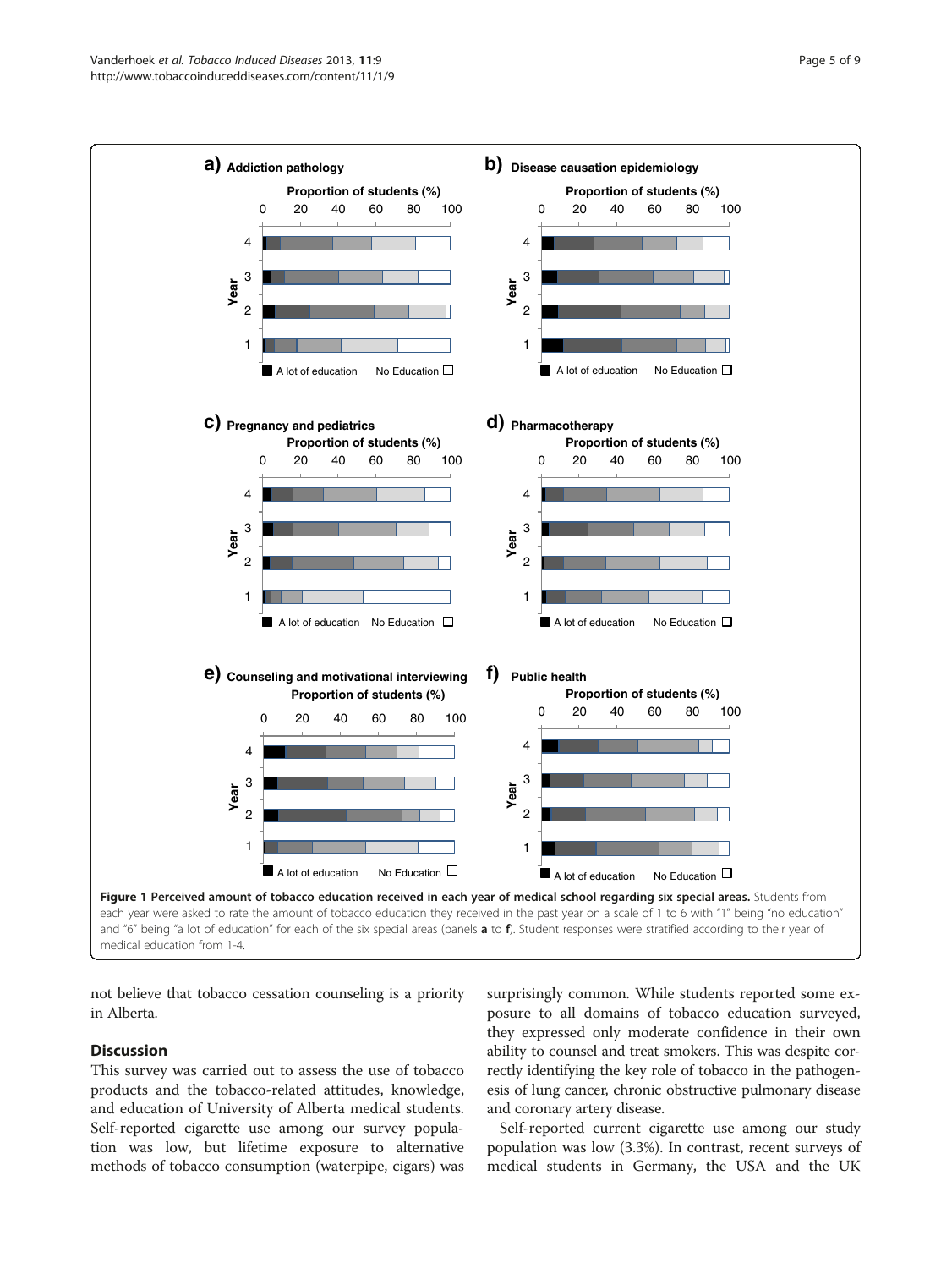**Figure 1 Perceived amount of tobacco education received in each year of medical school regarding six special areas.** Students from each year were asked to rate the amount of tobacco education they received in the past year on a scale of 1 to 6 with "1" being "no education" and "6" being "a lot of education" for each of the six special areas (panels **a** to **f**). Student responses were stratified according to their year of medical education from 1-4.

not believe that tobacco cessation counseling is a priority in Alberta.

## Discussion

This survey was carried out to assess the use of tobacco products and the tobacco-related attitudes, knowledge, and education of University of Alberta medical students. Self-reported cigarette use among our survey population was low, but lifetime exposure to alternative methods of tobacco consumption (waterpipe, cigars) was surprisingly common. While students reported some exposure to all domains of tobacco education surveyed, they expressed only moderate confidence in their own ability to counsel and treat smokers. This was despite correctly identifying the key role of tobacco in the pathogenesis of lung cancer, chronic obstructive pulmonary disease and coronary artery disease.

Self-reported current cigarette use among our study population was low (3.3%). In contrast, recent surveys of medical students in Germany, the USA and the UK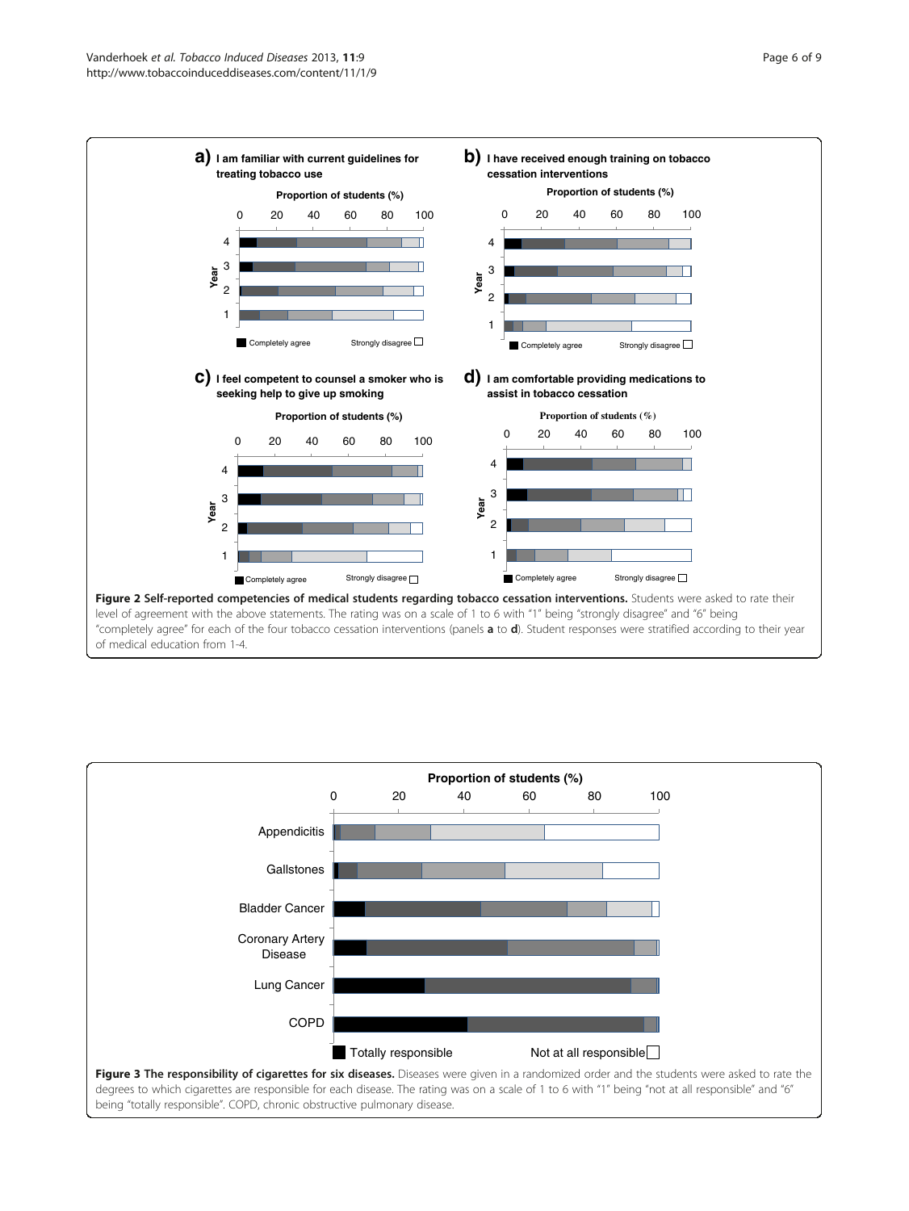**Figure 2 Self-reported competencies of medical students regarding tobacco cessation interventions.** Students were asked to rate their level of agreement with the above statements. The rating was on a scale of 1 to 6 with "1" being "strongly disagree" and "6" being "completely agree" for each of the four tobacco cessation interventions (panels **a** to **d**). Student responses were stratified according to their year of medical education from 1-4.

**Figure 3 The responsibility of cigarettes for six diseases.** Diseases were given in a randomized order and the students were asked to rate the degrees to which cigarettes are responsible for each disease. The rating was on a scale of 1 to 6 with "1" being "not at all responsible" and "6" being "totally responsible". COPD, chronic obstructive pulmonary disease.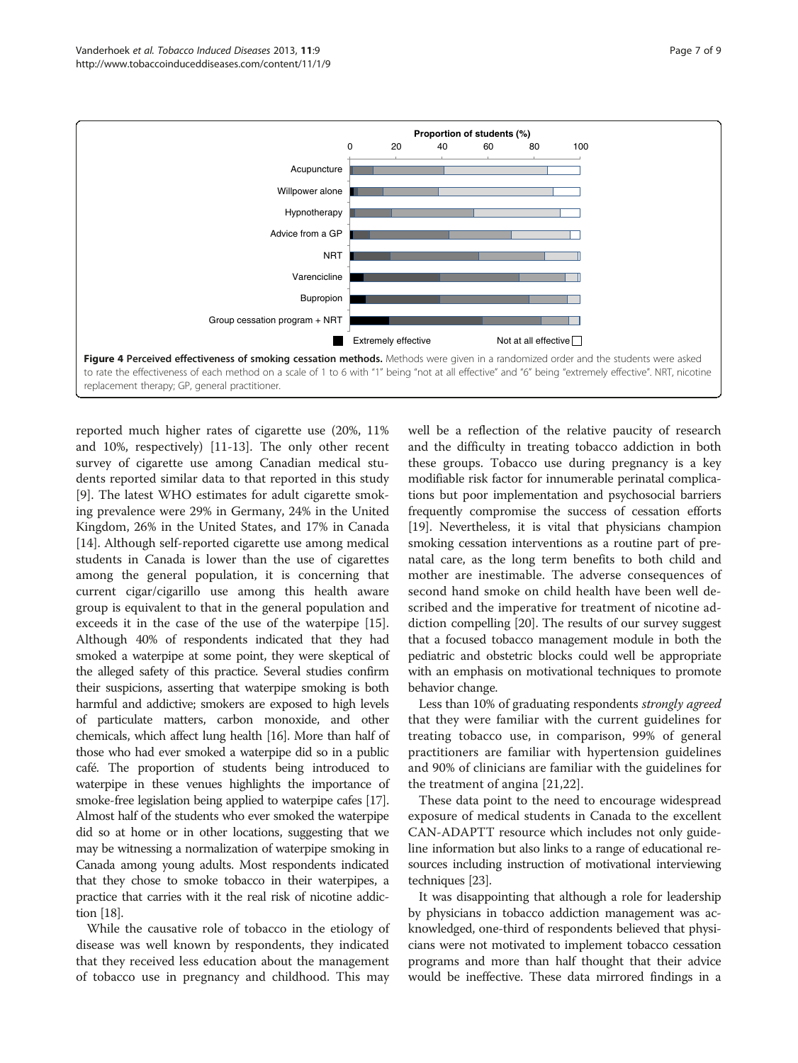**Figure 4 Perceived effectiveness of smoking cessation methods.** Methods were given in a randomized order and the students were asked to rate the effectiveness of each method on a scale of 1 to 6 with "1" being "not at all effective" and "6" being "extremely effective". NRT, nicotine replacement therapy; GP, general practitioner.

reported much higher rates of cigarette use (20%, 11% and 10%, respectively) [11-13]. The only other recent survey of cigarette use among Canadian medical students reported similar data to that reported in this study [9]. The latest WHO estimates for adult cigarette smoking prevalence were 29% in Germany, 24% in the United Kingdom, 26% in the United States, and 17% in Canada [14]. Although self-reported cigarette use among medical students in Canada is lower than the use of cigarettes among the general population, it is concerning that current cigar/cigarillo use among this health aware group is equivalent to that in the general population and exceeds it in the case of the use of the waterpipe [15]. Although 40% of respondents indicated that they had smoked a waterpipe at some point, they were skeptical of the alleged safety of this practice. Several studies confirm their suspicions, asserting that waterpipe smoking is both harmful and addictive; smokers are exposed to high levels of particulate matters, carbon monoxide, and other chemicals, which affect lung health [16]. More than half of those who had ever smoked a waterpipe did so in a public café. The proportion of students being introduced to waterpipe in these venues highlights the importance of smoke-free legislation being applied to waterpipe cafes [17]. Almost half of the students who ever smoked the waterpipe did so at home or in other locations, suggesting that we may be witnessing a normalization of waterpipe smoking in Canada among young adults. Most respondents indicated that they chose to smoke tobacco in their waterpipes, a practice that carries with it the real risk of nicotine addiction [18].

While the causative role of tobacco in the etiology of disease was well known by respondents, they indicated that they received less education about the management of tobacco use in pregnancy and childhood. This may well be a reflection of the relative paucity of research and the difficulty in treating tobacco addiction in both these groups. Tobacco use during pregnancy is a key modifiable risk factor for innumerable perinatal complications but poor implementation and psychosocial barriers frequently compromise the success of cessation efforts [19]. Nevertheless, it is vital that physicians champion smoking cessation interventions as a routine part of prenatal care, as the long term benefits to both child and mother are inestimable. The adverse consequences of second hand smoke on child health have been well described and the imperative for treatment of nicotine addiction compelling [20]. The results of our survey suggest that a focused tobacco management module in both the pediatric and obstetric blocks could well be appropriate with an emphasis on motivational techniques to promote behavior change.

Less than 10% of graduating respondents *strongly agreed* that they were familiar with the current guidelines for treating tobacco use, in comparison, 99% of general practitioners are familiar with hypertension guidelines and 90% of clinicians are familiar with the guidelines for the treatment of angina [21,22].

These data point to the need to encourage widespread exposure of medical students in Canada to the excellent CAN-ADAPTT resource which includes not only guideline information but also links to a range of educational resources including instruction of motivational interviewing techniques [23].

It was disappointing that although a role for leadership by physicians in tobacco addiction management was acknowledged, one-third of respondents believed that physicians were not motivated to implement tobacco cessation programs and more than half thought that their advice would be ineffective. These data mirrored findings in a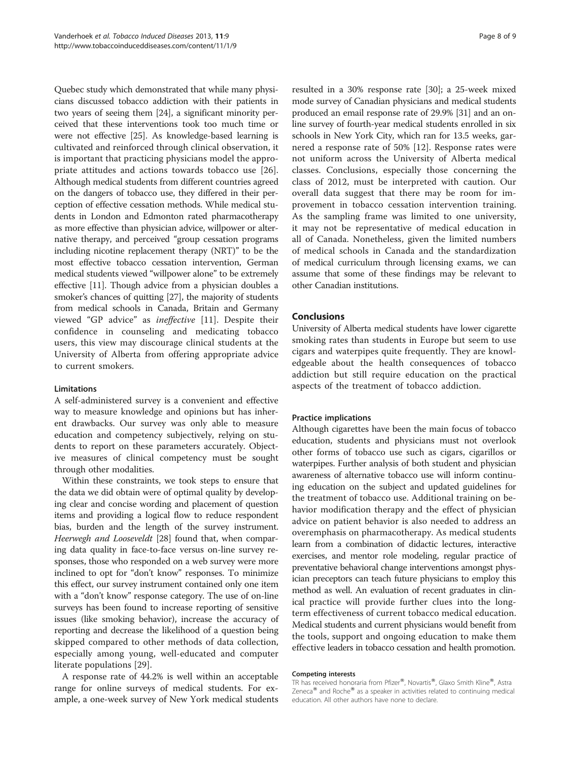Quebec study which demonstrated that while many physicians discussed tobacco addiction with their patients in two years of seeing them [24], a significant minority perceived that these interventions took too much time or were not effective [25]. As knowledge-based learning is cultivated and reinforced through clinical observation, it is important that practicing physicians model the appropriate attitudes and actions towards tobacco use [26]. Although medical students from different countries agreed on the dangers of tobacco use, they differed in their perception of effective cessation methods. While medical students in London and Edmonton rated pharmacotherapy as more effective than physician advice, willpower or alternative therapy, and perceived "group cessation programs including nicotine replacement therapy (NRT)" to be the most effective tobacco cessation intervention, German medical students viewed "willpower alone" to be extremely effective [11]. Though advice from a physician doubles a smoker's chances of quitting [27], the majority of students from medical schools in Canada, Britain and Germany viewed "GP advice" as *ineffective* [11]. Despite their confidence in counseling and medicating tobacco users, this view may discourage clinical students at the University of Alberta from offering appropriate advice to current smokers.

### Limitations

A self-administered survey is a convenient and effective way to measure knowledge and opinions but has inherent drawbacks. Our survey was only able to measure education and competency subjectively, relying on students to report on these parameters accurately. Objective measures of clinical competency must be sought through other modalities.

Within these constraints, we took steps to ensure that the data we did obtain were of optimal quality by developing clear and concise wording and placement of question items and providing a logical flow to reduce respondent bias, burden and the length of the survey instrument. *Heerwegh and Looseveldt* [28] found that, when comparing data quality in face-to-face versus on-line survey responses, those who responded on a web survey were more inclined to opt for "don't know" responses. To minimize this effect, our survey instrument contained only one item with a "don't know" response category. The use of on-line surveys has been found to increase reporting of sensitive issues (like smoking behavior), increase the accuracy of reporting and decrease the likelihood of a question being skipped compared to other methods of data collection, especially among young, well-educated and computer literate populations [29].

A response rate of 44.2% is well within an acceptable range for online surveys of medical students. For example, a one-week survey of New York medical students resulted in a 30% response rate [30]; a 25-week mixed mode survey of Canadian physicians and medical students produced an email response rate of 29.9% [31] and an online survey of fourth-year medical students enrolled in six schools in New York City, which ran for 13.5 weeks, garnered a response rate of 50% [12]. Response rates were not uniform across the University of Alberta medical classes. Conclusions, especially those concerning the class of 2012, must be interpreted with caution. Our overall data suggest that there may be room for improvement in tobacco cessation intervention training. As the sampling frame was limited to one university, it may not be representative of medical education in all of Canada. Nonetheless, given the limited numbers of medical schools in Canada and the standardization of medical curriculum through licensing exams, we can assume that some of these findings may be relevant to other Canadian institutions.

## Conclusions

University of Alberta medical students have lower cigarette smoking rates than students in Europe but seem to use cigars and waterpipes quite frequently. They are knowledgeable about the health consequences of tobacco addiction but still require education on the practical aspects of the treatment of tobacco addiction.

### Practice implications

Although cigarettes have been the main focus of tobacco education, students and physicians must not overlook other forms of tobacco use such as cigars, cigarillos or waterpipes. Further analysis of both student and physician awareness of alternative tobacco use will inform continuing education on the subject and updated guidelines for the treatment of tobacco use. Additional training on behavior modification therapy and the effect of physician advice on patient behavior is also needed to address an overemphasis on pharmacotherapy. As medical students learn from a combination of didactic lectures, interactive exercises, and mentor role modeling, regular practice of preventative behavioral change interventions amongst physician preceptors can teach future physicians to employ this method as well. An evaluation of recent graduates in clinical practice will provide further clues into the long-term effectiveness of current tobacco medical education. Medical students and current physicians would benefit from the tools, support and ongoing education to make them effective leaders in tobacco cessation and health promotion.

#### Competing interests

TR has received honoraria from Pfizer®, Novartis®, Glaxo Smith Kline®, Astra Zeneca® and Roche® as a speaker in activities related to continuing medical education. All other authors have none to declare.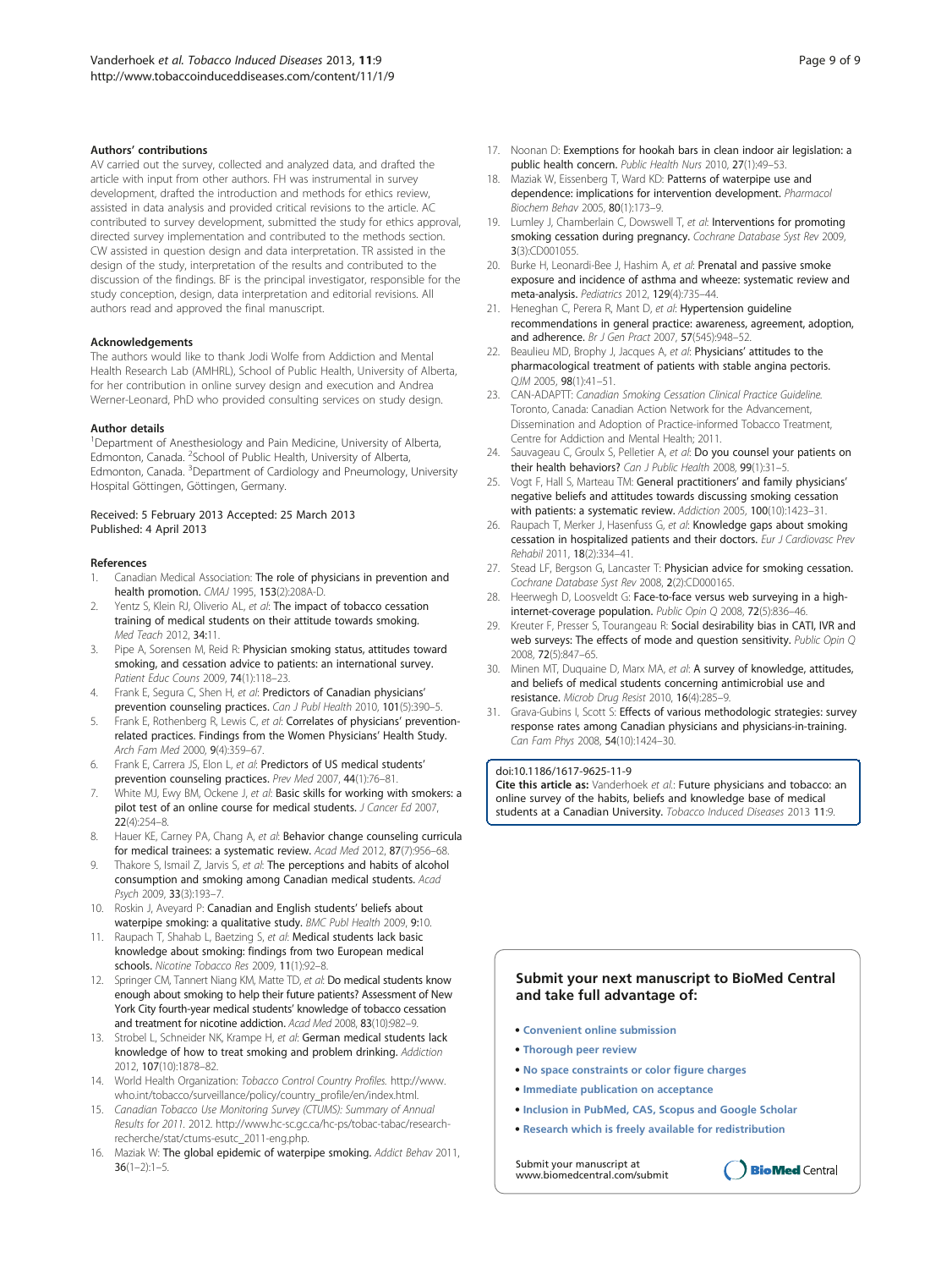### Authors' contributions

AV carried out the survey, collected and analyzed data, and drafted the article with input from other authors. FH was instrumental in survey development, drafted the introduction and methods for ethics review, assisted in data analysis and provided critical revisions to the article. AC contributed to survey development, submitted the study for ethics approval, directed survey implementation and contributed to the methods section. CW assisted in question design and data interpretation. TR assisted in the design of the study, interpretation of the results and contributed to the discussion of the findings. BF is the principal investigator, responsible for the study conception, design, data interpretation and editorial revisions. All authors read and approved the final manuscript.

### Acknowledgements

The authors would like to thank Jodi Wolfe from Addiction and Mental Health Research Lab (AMHRL), School of Public Health, University of Alberta, for her contribution in online survey design and execution and Andrea Werner-Leonard, PhD who provided consulting services on study design.

### Author details

[1]Department of Anesthesiology and Pain Medicine, University of Alberta, Edmonton, Canada. [2]School of Public Health, University of Alberta, Edmonton, Canada. [3]Department of Cardiology and Pneumology, University Hospital Göttingen, Göttingen, Germany.

Received: 5 February 2013 Accepted: 25 March 2013
Published: 4 April 2013

### References

1. Canadian Medical Association: **The role of physicians in prevention and health promotion.** *CMAJ* 1995, **153**(2):208A-D.
2. Yentz S, Klein RJ, Oliverio AL, *et al*: **The impact of tobacco cessation training of medical students on their attitude towards smoking.** *Med Teach* 2012, **34:**11.
3. Pipe A, Sorensen M, Reid R: **Physician smoking status, attitudes toward smoking, and cessation advice to patients: an international survey.** *Patient Educ Couns* 2009, **74**(1):118–23.
4. Frank E, Segura C, Shen H, *et al*: **Predictors of Canadian physicians' prevention counseling practices.** *Can J Publ Health* 2010, **101**(5):390–5.
5. Frank E, Rothenberg R, Lewis C, *et al*: **Correlates of physicians' prevention-related practices. Findings from the Women Physicians' Health Study.** *Arch Fam Med* 2000, **9**(4):359–67.
6. Frank E, Carrera JS, Elon L, *et al*: **Predictors of US medical students' prevention counseling practices.** *Prev Med* 2007, **44**(1):76–81.
7. White MJ, Ewy BM, Ockene J, *et al*: **Basic skills for working with smokers: a pilot test of an online course for medical students.** *J Cancer Ed* 2007, **22**(4):254–8.
8. Hauer KE, Carney PA, Chang A, *et al*: **Behavior change counseling curricula for medical trainees: a systematic review.** *Acad Med* 2012, **87**(7):956–68.
9. Thakore S, Ismail Z, Jarvis S, *et al*: **The perceptions and habits of alcohol consumption and smoking among Canadian medical students.** *Acad Psych* 2009, **33**(3):193–7.
10. Roskin J, Aveyard P: **Canadian and English students' beliefs about waterpipe smoking: a qualitative study.** *BMC Publ Health* 2009, **9:**10.
11. Raupach T, Shahab L, Baetzing S, *et al*: **Medical students lack basic knowledge about smoking: findings from two European medical schools.** *Nicotine Tobacco Res* 2009, **11**(1):92–8.
12. Springer CM, Tannert Niang KM, Matte TD, *et al*: **Do medical students know enough about smoking to help their future patients? Assessment of New York City fourth-year medical students' knowledge of tobacco cessation and treatment for nicotine addiction.** *Acad Med* 2008, **83**(10):982–9.
13. Strobel L, Schneider NK, Krampe H, *et al*: **German medical students lack knowledge of how to treat smoking and problem drinking.** *Addiction* 2012, **107**(10):1878–82.
14. World Health Organization: *Tobacco Control Country Profiles.* http://www.who.int/tobacco/surveillance/policy/country_profile/en/index.html.
15. *Canadian Tobacco Use Monitoring Survey (CTUMS): Summary of Annual Results for 2011.* 2012. http://www.hc-sc.gc.ca/hc-ps/tobac-tabac/research-recherche/stat/ctums-esutc_2011-eng.php.
16. Maziak W: **The global epidemic of waterpipe smoking.** *Addict Behav* 2011, **36**(1–2):1–5.
17. Noonan D: **Exemptions for hookah bars in clean indoor air legislation: a public health concern.** *Public Health Nurs* 2010, **27**(1):49–53.
18. Maziak W, Eissenberg T, Ward KD: **Patterns of waterpipe use and dependence: implications for intervention development.** *Pharmacol Biochem Behav* 2005, **80**(1):173–9.
19. Lumley J, Chamberlain C, Dowswell T, *et al*: **Interventions for promoting smoking cessation during pregnancy.** *Cochrane Database Syst Rev* 2009, **3**(3):CD001055.
20. Burke H, Leonardi-Bee J, Hashim A, *et al*: **Prenatal and passive smoke exposure and incidence of asthma and wheeze: systematic review and meta-analysis.** *Pediatrics* 2012, **129**(4):735–44.
21. Heneghan C, Perera R, Mant D, *et al*: **Hypertension guideline recommendations in general practice: awareness, agreement, adoption, and adherence.** *Br J Gen Pract* 2007, **57**(545):948–52.
22. Beaulieu MD, Brophy J, Jacques A, *et al*: **Physicians' attitudes to the pharmacological treatment of patients with stable angina pectoris.** *QJM* 2005, **98**(1):41–51.
23. CAN-ADAPTT: *Canadian Smoking Cessation Clinical Practice Guideline.* Toronto, Canada: Canadian Action Network for the Advancement, Dissemination and Adoption of Practice-informed Tobacco Treatment, Centre for Addiction and Mental Health; 2011.
24. Sauvageau C, Groulx S, Pelletier A, *et al*: **Do you counsel your patients on their health behaviors?** *Can J Public Health* 2008, **99**(1):31–5.
25. Vogt F, Hall S, Marteau TM: **General practitioners' and family physicians' negative beliefs and attitudes towards discussing smoking cessation with patients: a systematic review.** *Addiction* 2005, **100**(10):1423–31.
26. Raupach T, Merker J, Hasenfuss G, *et al*: **Knowledge gaps about smoking cessation in hospitalized patients and their doctors.** *Eur J Cardiovasc Prev Rehabil* 2011, **18**(2):334–41.
27. Stead LF, Bergson G, Lancaster T: **Physician advice for smoking cessation.** *Cochrane Database Syst Rev* 2008, **2**(2):CD000165.
28. Heerwegh D, Loosveldt G: **Face-to-face versus web surveying in a high-internet-coverage population.** *Public Opin Q* 2008, **72**(5):836–46.
29. Kreuter F, Presser S, Tourangeau R: **Social desirability bias in CATI, IVR and web surveys: The effects of mode and question sensitivity.** *Public Opin Q* 2008, **72**(5):847–65.
30. Minen MT, Duquaine D, Marx MA, *et al*: **A survey of knowledge, attitudes, and beliefs of medical students concerning antimicrobial use and resistance.** *Microb Drug Resist* 2010, **16**(4):285–9.
31. Grava-Gubins I, Scott S: **Effects of various methodologic strategies: survey response rates among Canadian physicians and physicians-in-training.** *Can Fam Phys* 2008, **54**(10):1424–30.

doi:10.1186/1617-9625-11-9

**Cite this article as:** Vanderhoek *et al.*: Future physicians and tobacco: an online survey of the habits, beliefs and knowledge base of medical students at a Canadian University. *Tobacco Induced Diseases* 2013 **11**:9.

**Submit your next manuscript to BioMed Central and take full advantage of:**

- **Convenient online submission**
- **Thorough peer review**
- **No space constraints or color figure charges**
- **Immediate publication on acceptance**
- **Inclusion in PubMed, CAS, Scopus and Google Scholar**
- **Research which is freely available for redistribution**

Submit your manuscript at
www.biomedcentral.com/submit

BioMed Central